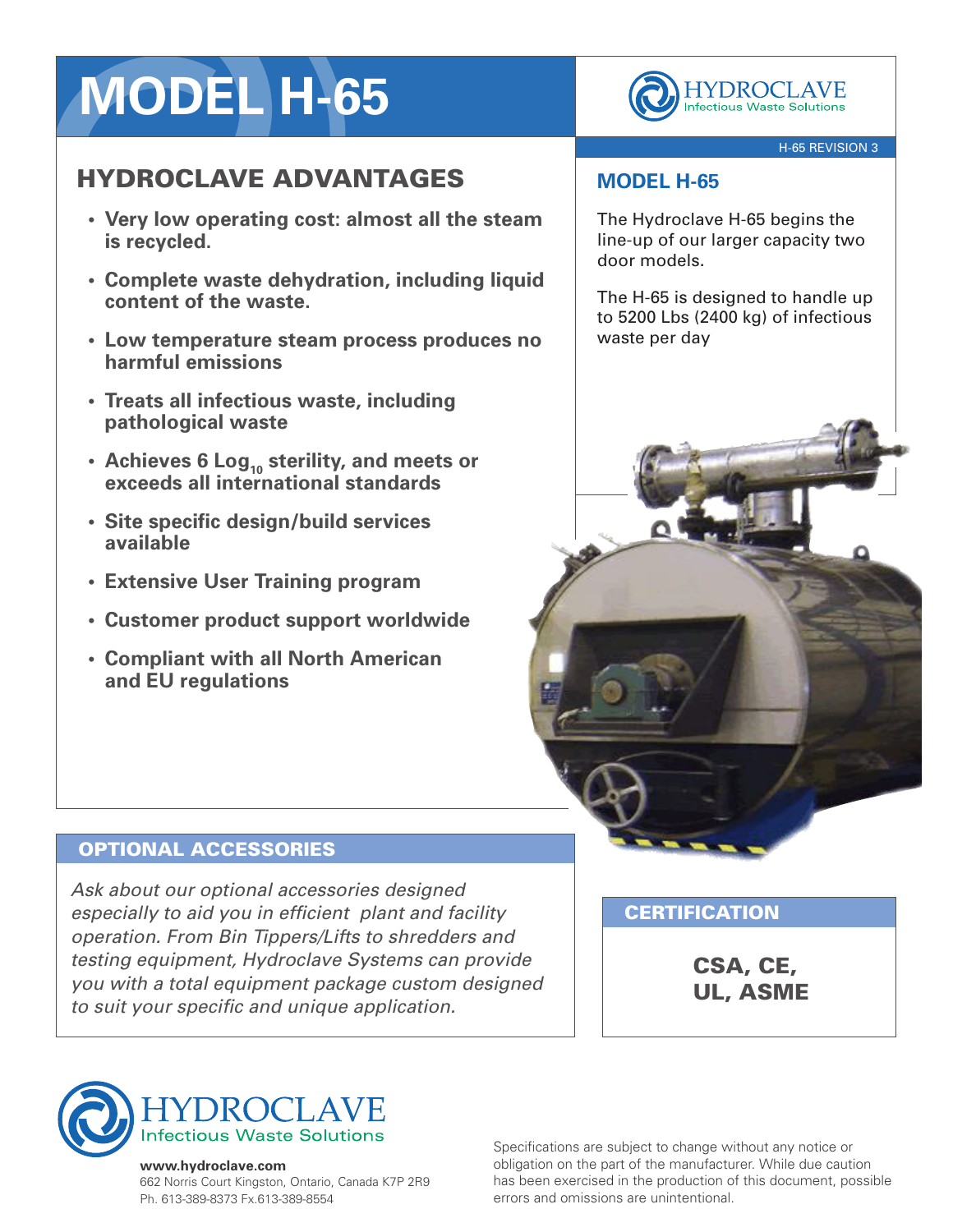# MODEL H-65

HYDROCLAVE Infectious Waste Solutions

H-65 REVISION 3

## HYDROCLAVE ADVANTAGES

- **Very low operating cost: almost all the steam is recycled.**
- **Complete waste dehydration, including liquid content of the waste.**
- **Low temperature steam process produces no harmful emissions**
- **Treats all infectious waste, including pathological waste**
- **Achieves 6 $Log_{10}$ sterility, and meets or exceeds all international standards**
- **Site specific design/build services available**
- **Extensive User Training program**
- **Customer product support worldwide**
- **Compliant with all North American and EU regulations**

## MODEL H-65

The Hydroclave H-65 begins the line-up of our larger capacity two door models.

The H-65 is designed to handle up to 5200 Lbs (2400 kg) of infectious waste per day

## OPTIONAL ACCESSORIES

*Ask about our optional accessories designed especially to aid you in efficient plant and facility operation. From Bin Tippers/Lifts to shredders and testing equipment, Hydroclave Systems can provide you with a total equipment package custom designed to suit your specific and unique application.*

## CERTIFICATION

**CSA, CE, UL, ASME**

HYDROCLAVE Infectious Waste Solutions

**www.hydroclave.com**
662 Norris Court Kingston, Ontario, Canada K7P 2R9
Ph. 613-389-8373 Fx.613-389-8554

Specifications are subject to change without any notice or obligation on the part of the manufacturer. While due caution has been exercised in the production of this document, possible errors and omissions are unintentional.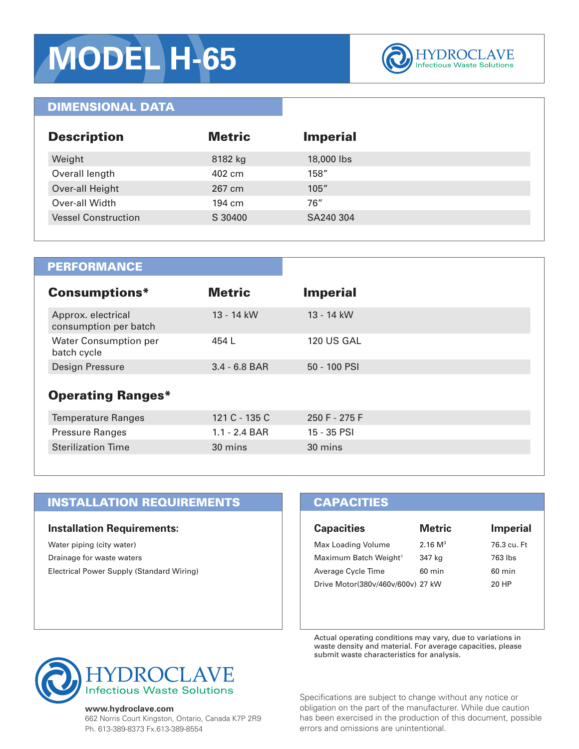# MODEL H-65

HYDROCLAVE
Infectious Waste Solutions

## DIMENSIONAL DATA

| Description | Metric | Imperial |
|---|---|---|
| Weight | 8182 kg | 18,000 lbs |
| Overall length | 402 cm | 158″ |
| Over-all Height | 267 cm | 105″ |
| Over-all Width | 194 cm | 76″ |
| Vessel Construction | S 30400 | SA240 304 |

## PERFORMANCE

| Consumptions* | Metric | Imperial |
|---|---|---|
| Approx. electrical consumption per batch | 13 - 14 kW | 13 - 14 kW |
| Water Consumption per batch cycle | 454 L | 120 US GAL |
| Design Pressure | 3.4 - 6.8 BAR | 50 - 100 PSI |

### Operating Ranges*

| | | |
|---|---|---|
| Temperature Ranges | 121 C - 135 C | 250 F - 275 F |
| Pressure Ranges | 1.1 - 2.4 BAR | 15 - 35 PSI |
| Sterilization Time | 30 mins | 30 mins |

## INSTALLATION REQUIREMENTS

**Installation Requirements:**

Water piping (city water)
Drainage for waste waters
Electrical Power Supply (Standard Wiring)

## CAPACITIES

| Capacities | Metric | Imperial |
|---|---|---|
| Max Loading Volume | 2.16 $M^3$ | 76.3 cu. Ft |
| Maximum Batch Weight[1] | 347 kg | 763 lbs |
| Average Cycle Time | 60 min | 60 min |
| Drive Motor(380v/460v/600v) | 27 kW | 20 HP |

Actual operating conditions may vary, due to variations in waste density and material. For average capacities, please submit waste characteristics for analysis.

HYDROCLAVE
Infectious Waste Solutions

**www.hydroclave.com**
662 Norris Court Kingston, Ontario, Canada K7P 2R9
Ph. 613-389-8373 Fx.613-389-8554

Specifications are subject to change without any notice or obligation on the part of the manufacturer. While due caution has been exercised in the production of this document, possible errors and omissions are unintentional.